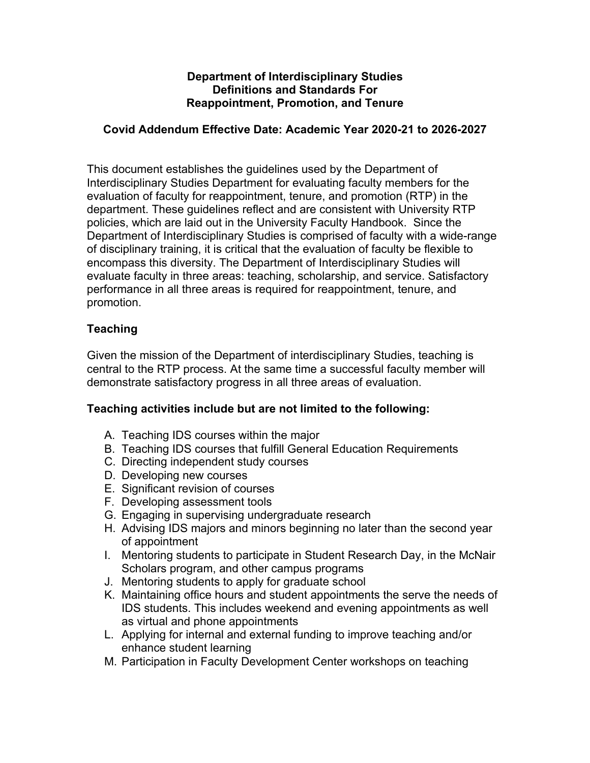# Department of Interdisciplinary Studies
# Definitions and Standards For
# Reappointment, Promotion, and Tenure

## Covid Addendum Effective Date: Academic Year 2020-21 to 2026-2027

This document establishes the guidelines used by the Department of Interdisciplinary Studies Department for evaluating faculty members for the evaluation of faculty for reappointment, tenure, and promotion (RTP) in the department. These guidelines reflect and are consistent with University RTP policies, which are laid out in the University Faculty Handbook. Since the Department of Interdisciplinary Studies is comprised of faculty with a wide-range of disciplinary training, it is critical that the evaluation of faculty be flexible to encompass this diversity. The Department of Interdisciplinary Studies will evaluate faculty in three areas: teaching, scholarship, and service. Satisfactory performance in all three areas is required for reappointment, tenure, and promotion.

## Teaching

Given the mission of the Department of interdisciplinary Studies, teaching is central to the RTP process. At the same time a successful faculty member will demonstrate satisfactory progress in all three areas of evaluation.

### Teaching activities include but are not limited to the following:

A. Teaching IDS courses within the major
B. Teaching IDS courses that fulfill General Education Requirements
C. Directing independent study courses
D. Developing new courses
E. Significant revision of courses
F. Developing assessment tools
G. Engaging in supervising undergraduate research
H. Advising IDS majors and minors beginning no later than the second year of appointment
I. Mentoring students to participate in Student Research Day, in the McNair Scholars program, and other campus programs
J. Mentoring students to apply for graduate school
K. Maintaining office hours and student appointments the serve the needs of IDS students. This includes weekend and evening appointments as well as virtual and phone appointments
L. Applying for internal and external funding to improve teaching and/or enhance student learning
M. Participation in Faculty Development Center workshops on teaching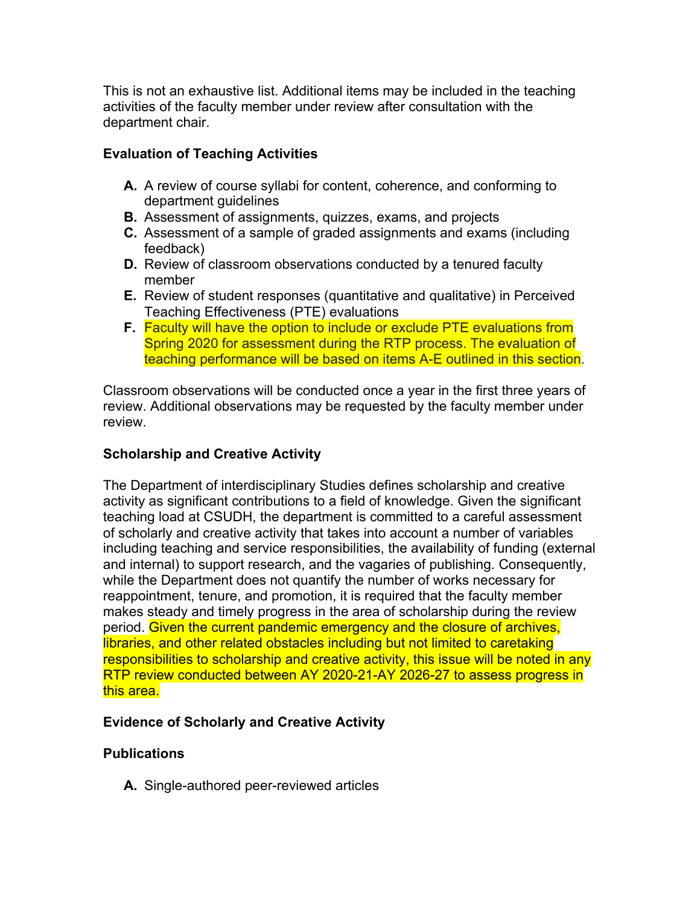This is not an exhaustive list. Additional items may be included in the teaching activities of the faculty member under review after consultation with the department chair.

**Evaluation of Teaching Activities**

- **A.** A review of course syllabi for content, coherence, and conforming to department guidelines
- **B.** Assessment of assignments, quizzes, exams, and projects
- **C.** Assessment of a sample of graded assignments and exams (including feedback)
- **D.** Review of classroom observations conducted by a tenured faculty member
- **E.** Review of student responses (quantitative and qualitative) in Perceived Teaching Effectiveness (PTE) evaluations
- **F.** Faculty will have the option to include or exclude PTE evaluations from Spring 2020 for assessment during the RTP process. The evaluation of teaching performance will be based on items A-E outlined in this section.

Classroom observations will be conducted once a year in the first three years of review. Additional observations may be requested by the faculty member under review.

**Scholarship and Creative Activity**

The Department of interdisciplinary Studies defines scholarship and creative activity as significant contributions to a field of knowledge. Given the significant teaching load at CSUDH, the department is committed to a careful assessment of scholarly and creative activity that takes into account a number of variables including teaching and service responsibilities, the availability of funding (external and internal) to support research, and the vagaries of publishing. Consequently, while the Department does not quantify the number of works necessary for reappointment, tenure, and promotion, it is required that the faculty member makes steady and timely progress in the area of scholarship during the review period. Given the current pandemic emergency and the closure of archives, libraries, and other related obstacles including but not limited to caretaking responsibilities to scholarship and creative activity, this issue will be noted in any RTP review conducted between AY 2020-21-AY 2026-27 to assess progress in this area.

**Evidence of Scholarly and Creative Activity**

**Publications**

- **A.** Single-authored peer-reviewed articles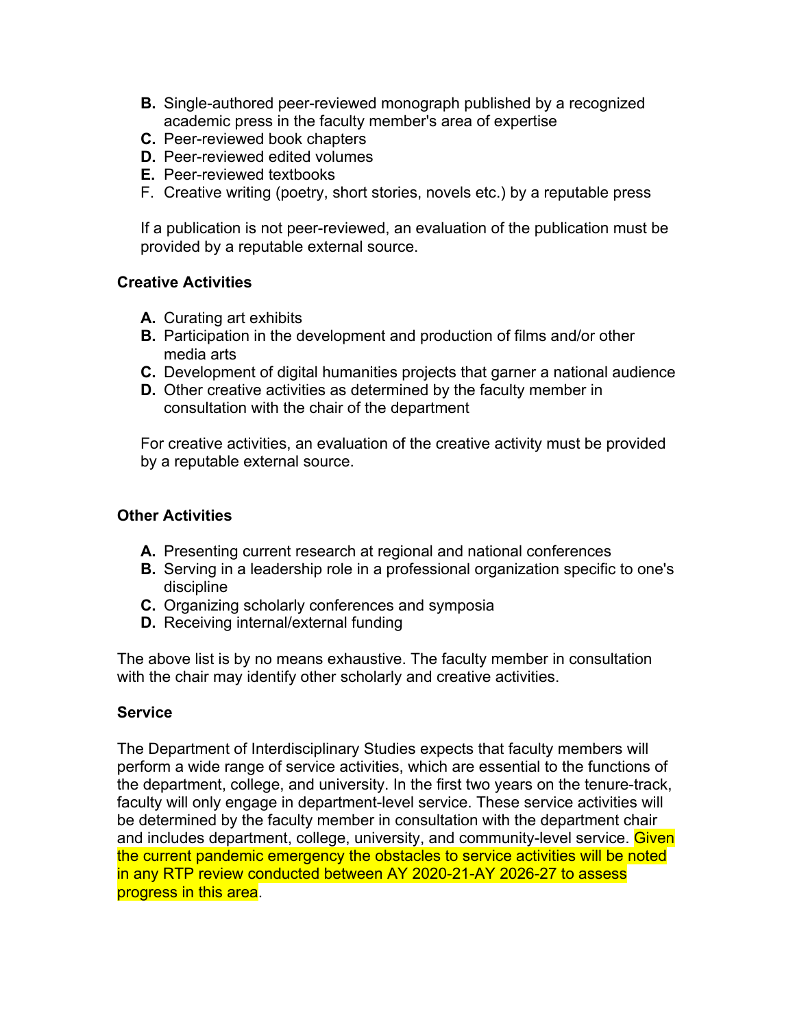B. Single-authored peer-reviewed monograph published by a recognized academic press in the faculty member's area of expertise
C. Peer-reviewed book chapters
D. Peer-reviewed edited volumes
E. Peer-reviewed textbooks
F. Creative writing (poetry, short stories, novels etc.) by a reputable press

If a publication is not peer-reviewed, an evaluation of the publication must be provided by a reputable external source.

**Creative Activities**

A. Curating art exhibits
B. Participation in the development and production of films and/or other media arts
C. Development of digital humanities projects that garner a national audience
D. Other creative activities as determined by the faculty member in consultation with the chair of the department

For creative activities, an evaluation of the creative activity must be provided by a reputable external source.

**Other Activities**

A. Presenting current research at regional and national conferences
B. Serving in a leadership role in a professional organization specific to one's discipline
C. Organizing scholarly conferences and symposia
D. Receiving internal/external funding

The above list is by no means exhaustive. The faculty member in consultation with the chair may identify other scholarly and creative activities.

**Service**

The Department of Interdisciplinary Studies expects that faculty members will perform a wide range of service activities, which are essential to the functions of the department, college, and university. In the first two years on the tenure-track, faculty will only engage in department-level service. These service activities will be determined by the faculty member in consultation with the department chair and includes department, college, university, and community-level service. Given the current pandemic emergency the obstacles to service activities will be noted in any RTP review conducted between AY 2020-21-AY 2026-27 to assess progress in this area.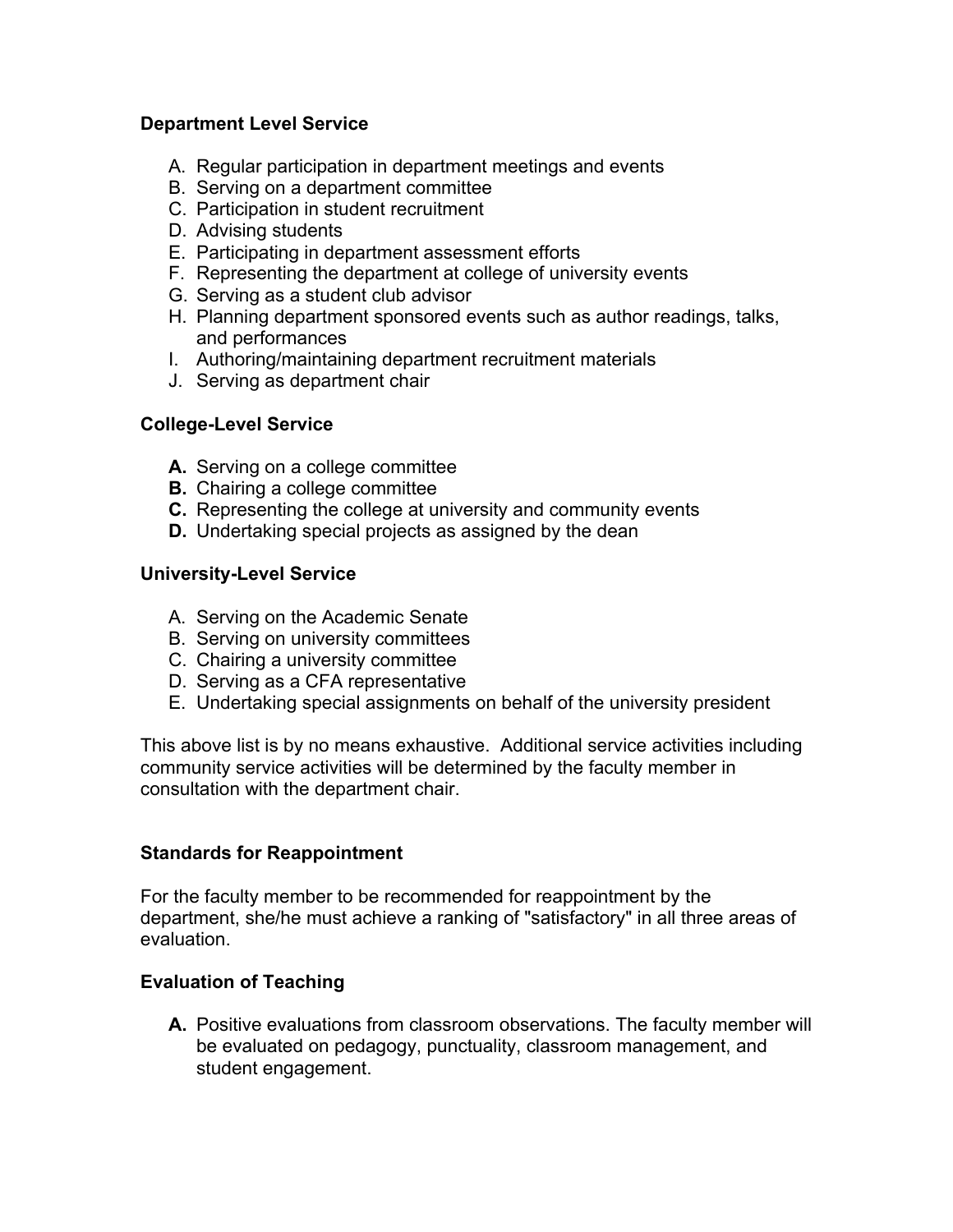**Department Level Service**

A. Regular participation in department meetings and events
B. Serving on a department committee
C. Participation in student recruitment
D. Advising students
E. Participating in department assessment efforts
F. Representing the department at college of university events
G. Serving as a student club advisor
H. Planning department sponsored events such as author readings, talks, and performances
I. Authoring/maintaining department recruitment materials
J. Serving as department chair

**College-Level Service**

**A.** Serving on a college committee
**B.** Chairing a college committee
**C.** Representing the college at university and community events
**D.** Undertaking special projects as assigned by the dean

**University-Level Service**

A. Serving on the Academic Senate
B. Serving on university committees
C. Chairing a university committee
D. Serving as a CFA representative
E. Undertaking special assignments on behalf of the university president

This above list is by no means exhaustive. Additional service activities including community service activities will be determined by the faculty member in consultation with the department chair.

**Standards for Reappointment**

For the faculty member to be recommended for reappointment by the department, she/he must achieve a ranking of "satisfactory" in all three areas of evaluation.

**Evaluation of Teaching**

**A.** Positive evaluations from classroom observations. The faculty member will be evaluated on pedagogy, punctuality, classroom management, and student engagement.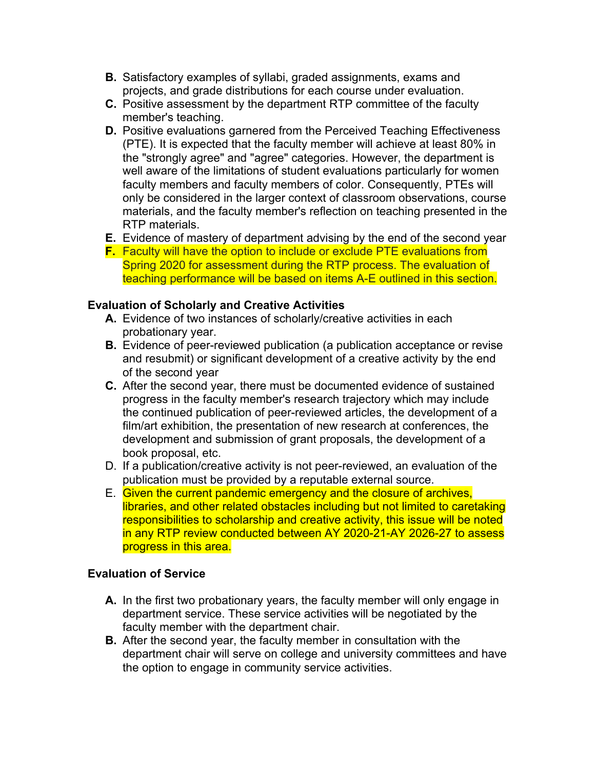B. Satisfactory examples of syllabi, graded assignments, exams and projects, and grade distributions for each course under evaluation.
C. Positive assessment by the department RTP committee of the faculty member's teaching.
D. Positive evaluations garnered from the Perceived Teaching Effectiveness (PTE). It is expected that the faculty member will achieve at least 80% in the "strongly agree" and "agree" categories. However, the department is well aware of the limitations of student evaluations particularly for women faculty members and faculty members of color. Consequently, PTEs will only be considered in the larger context of classroom observations, course materials, and the faculty member's reflection on teaching presented in the RTP materials.
E. Evidence of mastery of department advising by the end of the second year
F. Faculty will have the option to include or exclude PTE evaluations from Spring 2020 for assessment during the RTP process. The evaluation of teaching performance will be based on items A-E outlined in this section.

**Evaluation of Scholarly and Creative Activities**

A. Evidence of two instances of scholarly/creative activities in each probationary year.
B. Evidence of peer-reviewed publication (a publication acceptance or revise and resubmit) or significant development of a creative activity by the end of the second year
C. After the second year, there must be documented evidence of sustained progress in the faculty member's research trajectory which may include the continued publication of peer-reviewed articles, the development of a film/art exhibition, the presentation of new research at conferences, the development and submission of grant proposals, the development of a book proposal, etc.
D. If a publication/creative activity is not peer-reviewed, an evaluation of the publication must be provided by a reputable external source.
E. Given the current pandemic emergency and the closure of archives, libraries, and other related obstacles including but not limited to caretaking responsibilities to scholarship and creative activity, this issue will be noted in any RTP review conducted between AY 2020-21-AY 2026-27 to assess progress in this area.

**Evaluation of Service**

A. In the first two probationary years, the faculty member will only engage in department service. These service activities will be negotiated by the faculty member with the department chair.
B. After the second year, the faculty member in consultation with the department chair will serve on college and university committees and have the option to engage in community service activities.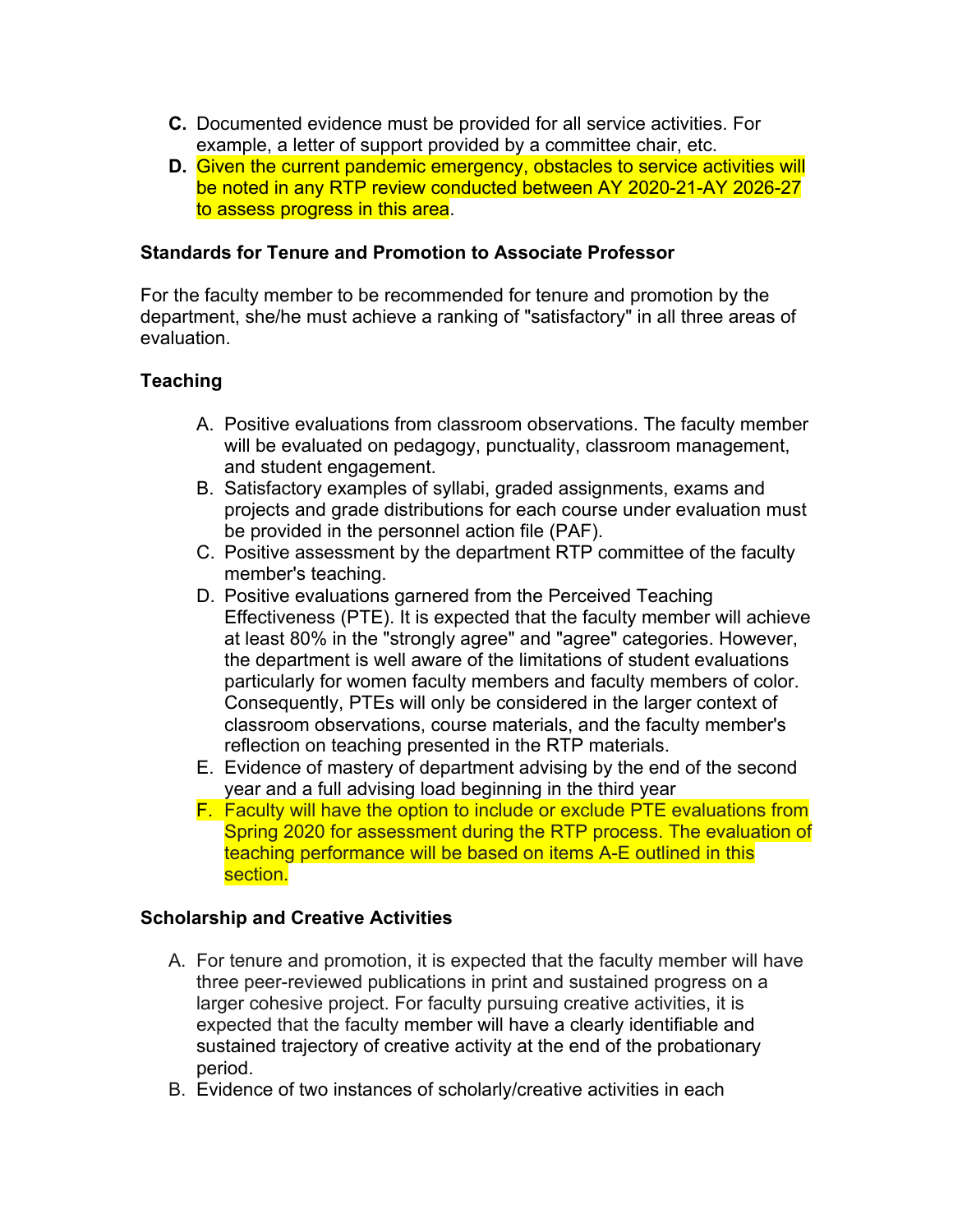C. Documented evidence must be provided for all service activities. For example, a letter of support provided by a committee chair, etc.
D. Given the current pandemic emergency, obstacles to service activities will be noted in any RTP review conducted between AY 2020-21-AY 2026-27 to assess progress in this area.

### Standards for Tenure and Promotion to Associate Professor

For the faculty member to be recommended for tenure and promotion by the department, she/he must achieve a ranking of "satisfactory" in all three areas of evaluation.

### Teaching

A. Positive evaluations from classroom observations. The faculty member will be evaluated on pedagogy, punctuality, classroom management, and student engagement.
B. Satisfactory examples of syllabi, graded assignments, exams and projects and grade distributions for each course under evaluation must be provided in the personnel action file (PAF).
C. Positive assessment by the department RTP committee of the faculty member's teaching.
D. Positive evaluations garnered from the Perceived Teaching Effectiveness (PTE). It is expected that the faculty member will achieve at least 80% in the "strongly agree" and "agree" categories. However, the department is well aware of the limitations of student evaluations particularly for women faculty members and faculty members of color. Consequently, PTEs will only be considered in the larger context of classroom observations, course materials, and the faculty member's reflection on teaching presented in the RTP materials.
E. Evidence of mastery of department advising by the end of the second year and a full advising load beginning in the third year
F. Faculty will have the option to include or exclude PTE evaluations from Spring 2020 for assessment during the RTP process. The evaluation of teaching performance will be based on items A-E outlined in this section.

### Scholarship and Creative Activities

A. For tenure and promotion, it is expected that the faculty member will have three peer-reviewed publications in print and sustained progress on a larger cohesive project. For faculty pursuing creative activities, it is expected that the faculty member will have a clearly identifiable and sustained trajectory of creative activity at the end of the probationary period.
B. Evidence of two instances of scholarly/creative activities in each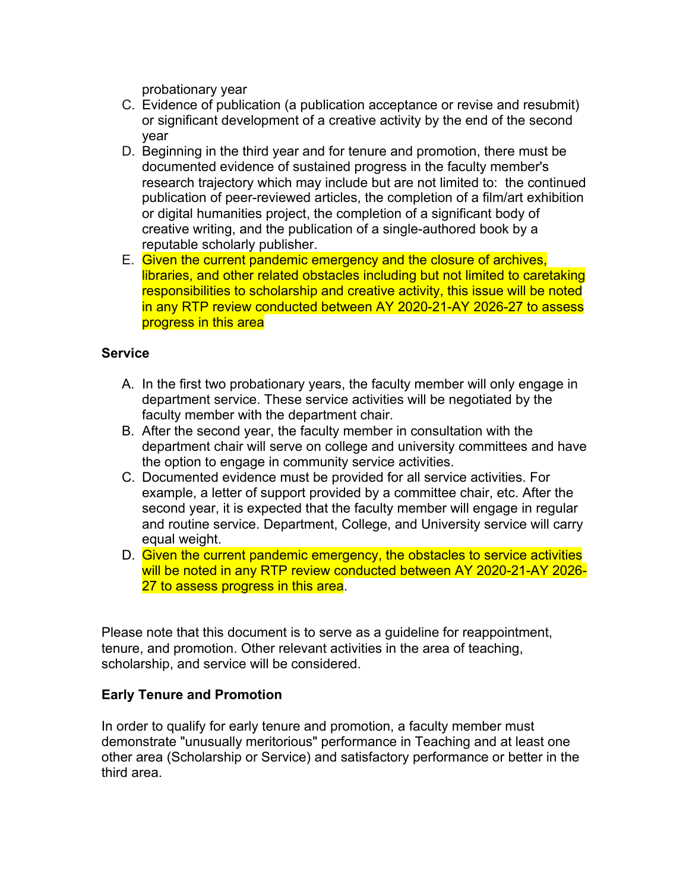probationary year

C. Evidence of publication (a publication acceptance or revise and resubmit) or significant development of a creative activity by the end of the second year
D. Beginning in the third year and for tenure and promotion, there must be documented evidence of sustained progress in the faculty member's research trajectory which may include but are not limited to: the continued publication of peer-reviewed articles, the completion of a film/art exhibition or digital humanities project, the completion of a significant body of creative writing, and the publication of a single-authored book by a reputable scholarly publisher.
E. Given the current pandemic emergency and the closure of archives, libraries, and other related obstacles including but not limited to caretaking responsibilities to scholarship and creative activity, this issue will be noted in any RTP review conducted between AY 2020-21-AY 2026-27 to assess progress in this area

**Service**

A. In the first two probationary years, the faculty member will only engage in department service. These service activities will be negotiated by the faculty member with the department chair.
B. After the second year, the faculty member in consultation with the department chair will serve on college and university committees and have the option to engage in community service activities.
C. Documented evidence must be provided for all service activities. For example, a letter of support provided by a committee chair, etc. After the second year, it is expected that the faculty member will engage in regular and routine service. Department, College, and University service will carry equal weight.
D. Given the current pandemic emergency, the obstacles to service activities will be noted in any RTP review conducted between AY 2020-21-AY 2026-27 to assess progress in this area.

Please note that this document is to serve as a guideline for reappointment, tenure, and promotion. Other relevant activities in the area of teaching, scholarship, and service will be considered.

**Early Tenure and Promotion**

In order to qualify for early tenure and promotion, a faculty member must demonstrate "unusually meritorious" performance in Teaching and at least one other area (Scholarship or Service) and satisfactory performance or better in the third area.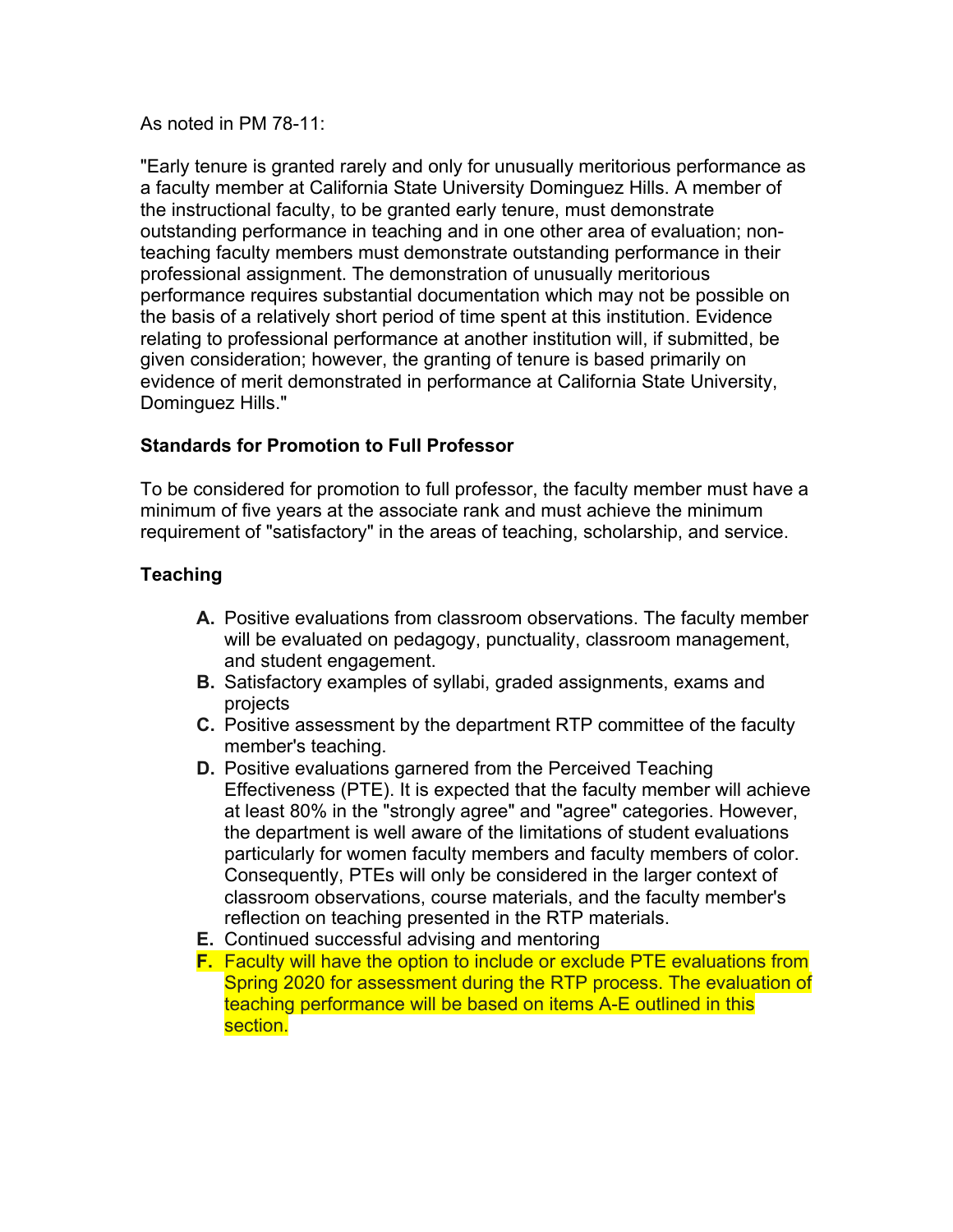As noted in PM 78-11:

"Early tenure is granted rarely and only for unusually meritorious performance as a faculty member at California State University Dominguez Hills. A member of the instructional faculty, to be granted early tenure, must demonstrate outstanding performance in teaching and in one other area of evaluation; non-teaching faculty members must demonstrate outstanding performance in their professional assignment. The demonstration of unusually meritorious performance requires substantial documentation which may not be possible on the basis of a relatively short period of time spent at this institution. Evidence relating to professional performance at another institution will, if submitted, be given consideration; however, the granting of tenure is based primarily on evidence of merit demonstrated in performance at California State University, Dominguez Hills."

**Standards for Promotion to Full Professor**

To be considered for promotion to full professor, the faculty member must have a minimum of five years at the associate rank and must achieve the minimum requirement of "satisfactory" in the areas of teaching, scholarship, and service.

**Teaching**

- **A.** Positive evaluations from classroom observations. The faculty member will be evaluated on pedagogy, punctuality, classroom management, and student engagement.
- **B.** Satisfactory examples of syllabi, graded assignments, exams and projects
- **C.** Positive assessment by the department RTP committee of the faculty member's teaching.
- **D.** Positive evaluations garnered from the Perceived Teaching Effectiveness (PTE). It is expected that the faculty member will achieve at least 80% in the "strongly agree" and "agree" categories. However, the department is well aware of the limitations of student evaluations particularly for women faculty members and faculty members of color. Consequently, PTEs will only be considered in the larger context of classroom observations, course materials, and the faculty member's reflection on teaching presented in the RTP materials.
- **E.** Continued successful advising and mentoring
- **F.** Faculty will have the option to include or exclude PTE evaluations from Spring 2020 for assessment during the RTP process. The evaluation of teaching performance will be based on items A-E outlined in this section.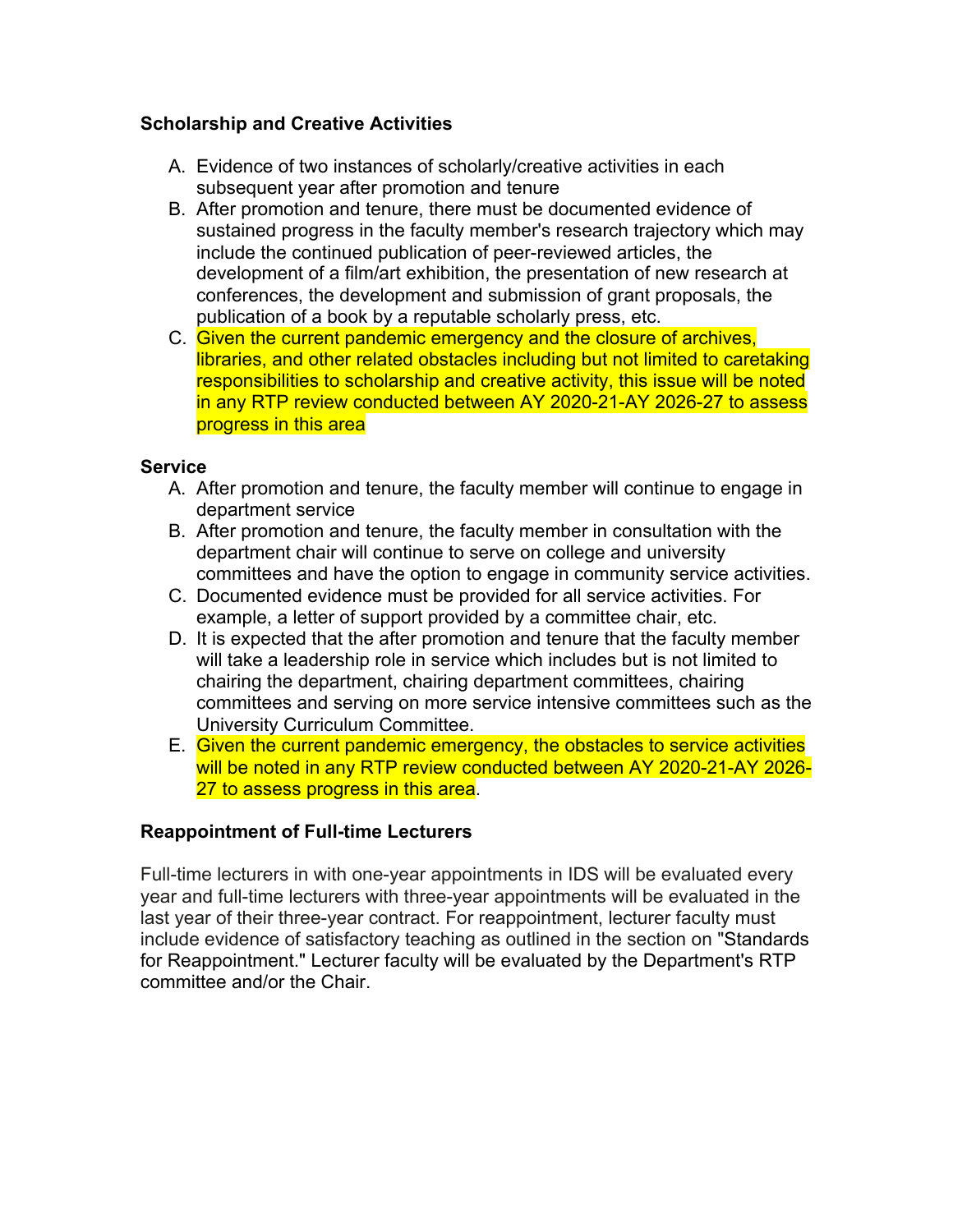**Scholarship and Creative Activities**

A. Evidence of two instances of scholarly/creative activities in each subsequent year after promotion and tenure
B. After promotion and tenure, there must be documented evidence of sustained progress in the faculty member's research trajectory which may include the continued publication of peer-reviewed articles, the development of a film/art exhibition, the presentation of new research at conferences, the development and submission of grant proposals, the publication of a book by a reputable scholarly press, etc.
C. Given the current pandemic emergency and the closure of archives, libraries, and other related obstacles including but not limited to caretaking responsibilities to scholarship and creative activity, this issue will be noted in any RTP review conducted between AY 2020-21-AY 2026-27 to assess progress in this area

**Service**

A. After promotion and tenure, the faculty member will continue to engage in department service
B. After promotion and tenure, the faculty member in consultation with the department chair will continue to serve on college and university committees and have the option to engage in community service activities.
C. Documented evidence must be provided for all service activities. For example, a letter of support provided by a committee chair, etc.
D. It is expected that the after promotion and tenure that the faculty member will take a leadership role in service which includes but is not limited to chairing the department, chairing department committees, chairing committees and serving on more service intensive committees such as the University Curriculum Committee.
E. Given the current pandemic emergency, the obstacles to service activities will be noted in any RTP review conducted between AY 2020-21-AY 2026-27 to assess progress in this area.

**Reappointment of Full-time Lecturers**

Full-time lecturers in with one-year appointments in IDS will be evaluated every year and full-time lecturers with three-year appointments will be evaluated in the last year of their three-year contract. For reappointment, lecturer faculty must include evidence of satisfactory teaching as outlined in the section on "Standards for Reappointment." Lecturer faculty will be evaluated by the Department's RTP committee and/or the Chair.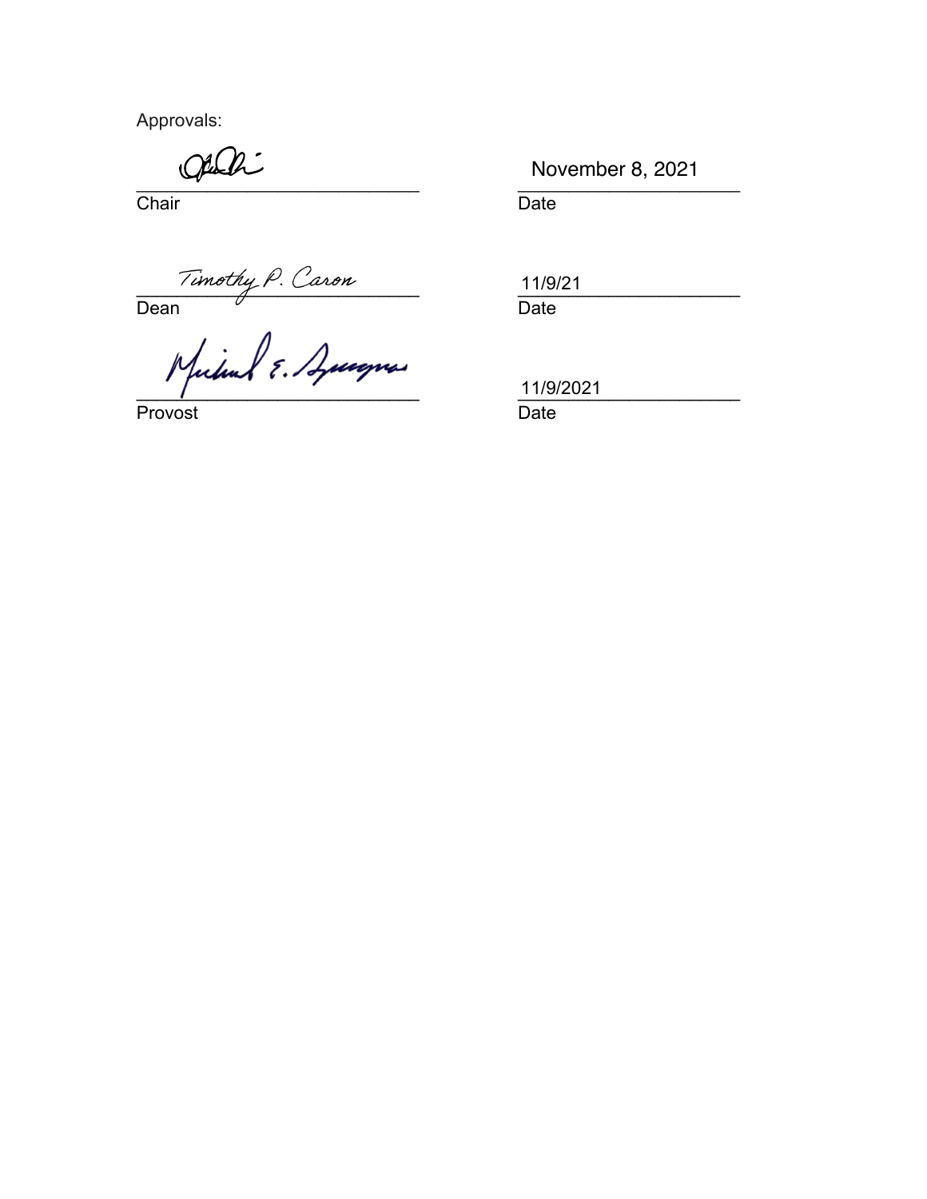Approvals:

| | |
|---|---|
| [signature] | November 8, 2021 |
| Chair | Date |
| Timothy P. Caron | 11/9/21 |
| Dean | Date |
| Michael E. Ayuegma [signature] | 11/9/2021 |
| Provost | Date |